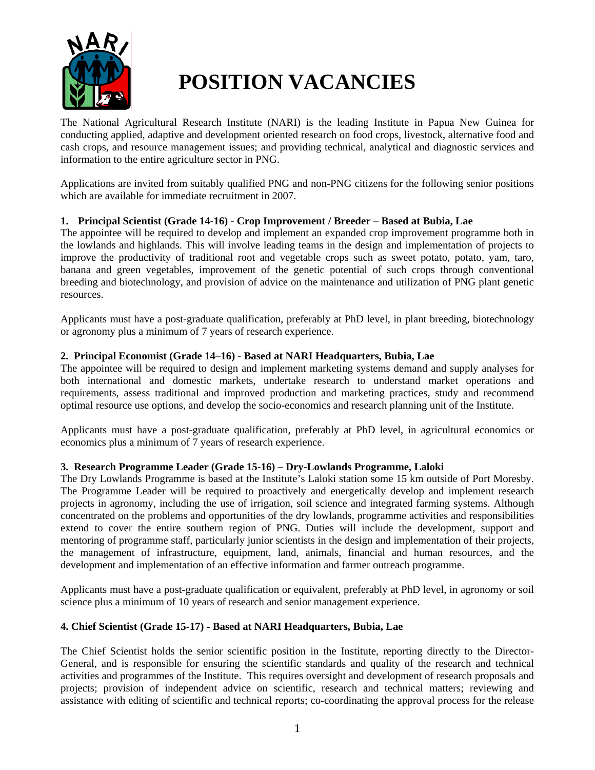# POSITION VACANCIES

The National Agricultural Research Institute (NARI) is the leading Institute in Papua New Guinea for conducting applied, adaptive and development oriented research on food crops, livestock, alternative food and cash crops, and resource management issues; and providing technical, analytical and diagnostic services and information to the entire agriculture sector in PNG.

Applications are invited from suitably qualified PNG and non-PNG citizens for the following senior positions which are available for immediate recruitment in 2007.

**1. Principal Scientist (Grade 14-16) - Crop Improvement / Breeder – Based at Bubia, Lae**

The appointee will be required to develop and implement an expanded crop improvement programme both in the lowlands and highlands. This will involve leading teams in the design and implementation of projects to improve the productivity of traditional root and vegetable crops such as sweet potato, potato, yam, taro, banana and green vegetables, improvement of the genetic potential of such crops through conventional breeding and biotechnology, and provision of advice on the maintenance and utilization of PNG plant genetic resources.

Applicants must have a post-graduate qualification, preferably at PhD level, in plant breeding, biotechnology or agronomy plus a minimum of 7 years of research experience.

**2. Principal Economist (Grade 14–16) - Based at NARI Headquarters, Bubia, Lae**

The appointee will be required to design and implement marketing systems demand and supply analyses for both international and domestic markets, undertake research to understand market operations and requirements, assess traditional and improved production and marketing practices, study and recommend optimal resource use options, and develop the socio-economics and research planning unit of the Institute.

Applicants must have a post-graduate qualification, preferably at PhD level, in agricultural economics or economics plus a minimum of 7 years of research experience.

**3. Research Programme Leader (Grade 15-16) – Dry-Lowlands Programme, Laloki**

The Dry Lowlands Programme is based at the Institute's Laloki station some 15 km outside of Port Moresby. The Programme Leader will be required to proactively and energetically develop and implement research projects in agronomy, including the use of irrigation, soil science and integrated farming systems. Although concentrated on the problems and opportunities of the dry lowlands, programme activities and responsibilities extend to cover the entire southern region of PNG. Duties will include the development, support and mentoring of programme staff, particularly junior scientists in the design and implementation of their projects, the management of infrastructure, equipment, land, animals, financial and human resources, and the development and implementation of an effective information and farmer outreach programme.

Applicants must have a post-graduate qualification or equivalent, preferably at PhD level, in agronomy or soil science plus a minimum of 10 years of research and senior management experience.

**4. Chief Scientist (Grade 15-17) - Based at NARI Headquarters, Bubia, Lae**

The Chief Scientist holds the senior scientific position in the Institute, reporting directly to the Director-General, and is responsible for ensuring the scientific standards and quality of the research and technical activities and programmes of the Institute. This requires oversight and development of research proposals and projects; provision of independent advice on scientific, research and technical matters; reviewing and assistance with editing of scientific and technical reports; co-coordinating the approval process for the release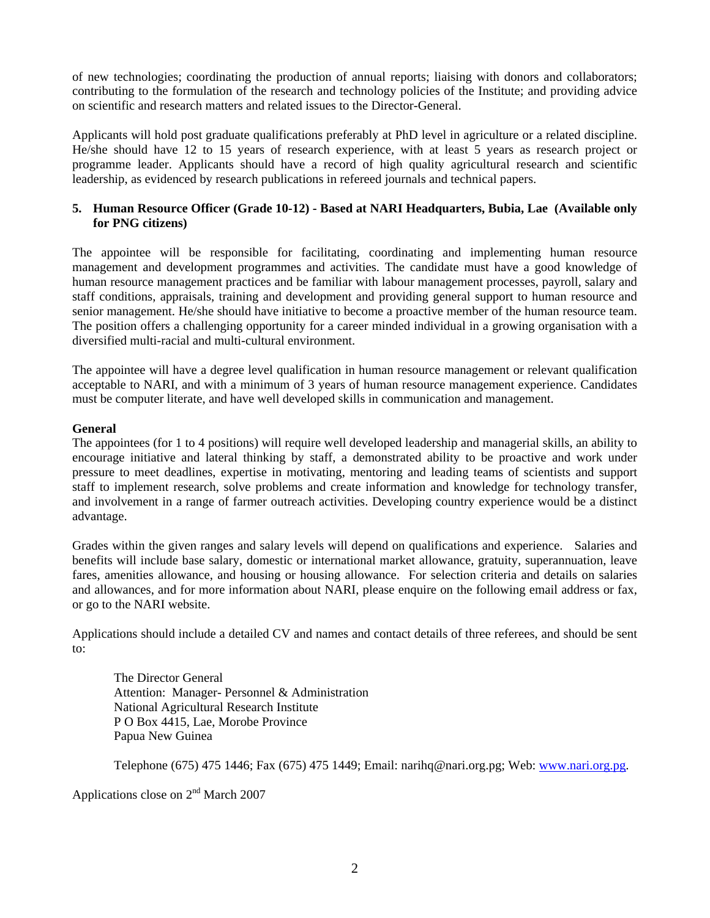of new technologies; coordinating the production of annual reports; liaising with donors and collaborators; contributing to the formulation of the research and technology policies of the Institute; and providing advice on scientific and research matters and related issues to the Director-General.

Applicants will hold post graduate qualifications preferably at PhD level in agriculture or a related discipline. He/she should have 12 to 15 years of research experience, with at least 5 years as research project or programme leader. Applicants should have a record of high quality agricultural research and scientific leadership, as evidenced by research publications in refereed journals and technical papers.

**5. Human Resource Officer (Grade 10-12) - Based at NARI Headquarters, Bubia, Lae (Available only for PNG citizens)**

The appointee will be responsible for facilitating, coordinating and implementing human resource management and development programmes and activities. The candidate must have a good knowledge of human resource management practices and be familiar with labour management processes, payroll, salary and staff conditions, appraisals, training and development and providing general support to human resource and senior management. He/she should have initiative to become a proactive member of the human resource team. The position offers a challenging opportunity for a career minded individual in a growing organisation with a diversified multi-racial and multi-cultural environment.

The appointee will have a degree level qualification in human resource management or relevant qualification acceptable to NARI, and with a minimum of 3 years of human resource management experience. Candidates must be computer literate, and have well developed skills in communication and management.

**General**

The appointees (for 1 to 4 positions) will require well developed leadership and managerial skills, an ability to encourage initiative and lateral thinking by staff, a demonstrated ability to be proactive and work under pressure to meet deadlines, expertise in motivating, mentoring and leading teams of scientists and support staff to implement research, solve problems and create information and knowledge for technology transfer, and involvement in a range of farmer outreach activities. Developing country experience would be a distinct advantage.

Grades within the given ranges and salary levels will depend on qualifications and experience. Salaries and benefits will include base salary, domestic or international market allowance, gratuity, superannuation, leave fares, amenities allowance, and housing or housing allowance. For selection criteria and details on salaries and allowances, and for more information about NARI, please enquire on the following email address or fax, or go to the NARI website.

Applications should include a detailed CV and names and contact details of three referees, and should be sent to:

The Director General  
Attention: Manager- Personnel & Administration  
National Agricultural Research Institute  
P O Box 4415, Lae, Morobe Province  
Papua New Guinea

Telephone (675) 475 1446; Fax (675) 475 1449; Email: narihq@nari.org.pg; Web: www.nari.org.pg.

Applications close on 2nd March 2007